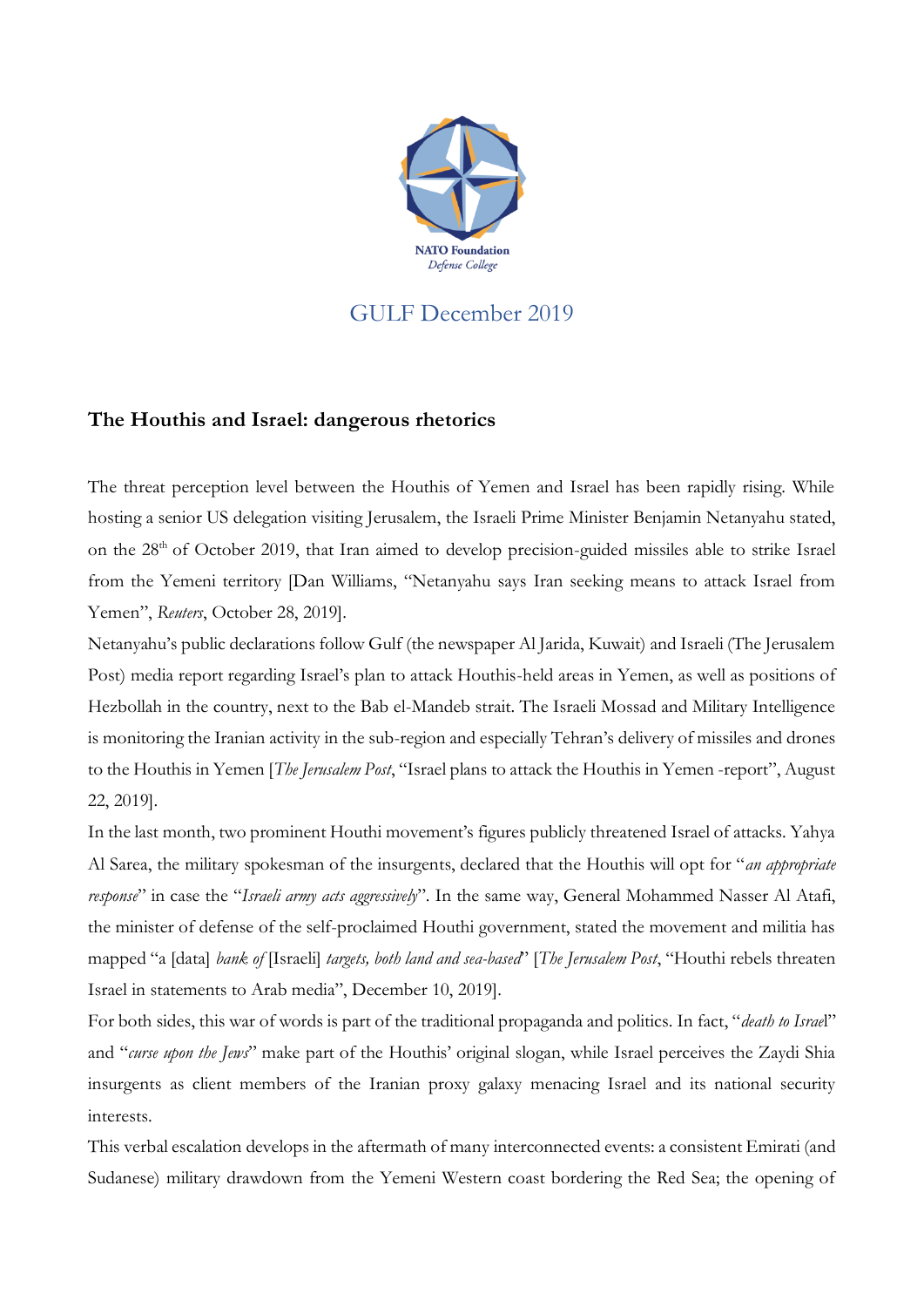NATO Foundation
*Defense College*

GULF December 2019

## The Houthis and Israel: dangerous rhetorics

The threat perception level between the Houthis of Yemen and Israel has been rapidly rising. While hosting a senior US delegation visiting Jerusalem, the Israeli Prime Minister Benjamin Netanyahu stated, on the 28th of October 2019, that Iran aimed to develop precision-guided missiles able to strike Israel from the Yemeni territory [Dan Williams, "Netanyahu says Iran seeking means to attack Israel from Yemen", *Reuters*, October 28, 2019].

Netanyahu's public declarations follow Gulf (the newspaper Al Jarida, Kuwait) and Israeli (The Jerusalem Post) media report regarding Israel's plan to attack Houthis-held areas in Yemen, as well as positions of Hezbollah in the country, next to the Bab el-Mandeb strait. The Israeli Mossad and Military Intelligence is monitoring the Iranian activity in the sub-region and especially Tehran's delivery of missiles and drones to the Houthis in Yemen [*The Jerusalem Post*, "Israel plans to attack the Houthis in Yemen -report", August 22, 2019].

In the last month, two prominent Houthi movement's figures publicly threatened Israel of attacks. Yahya Al Sarea, the military spokesman of the insurgents, declared that the Houthis will opt for "*an appropriate response*" in case the "*Israeli army acts aggressively*". In the same way, General Mohammed Nasser Al Atafi, the minister of defense of the self-proclaimed Houthi government, stated the movement and militia has mapped "a [data] *bank of* [Israeli] *targets, both land and sea-based*" [*The Jerusalem Post*, "Houthi rebels threaten Israel in statements to Arab media", December 10, 2019].

For both sides, this war of words is part of the traditional propaganda and politics. In fact, "*death to Israel*" and "*curse upon the Jews*" make part of the Houthis' original slogan, while Israel perceives the Zaydi Shia insurgents as client members of the Iranian proxy galaxy menacing Israel and its national security interests.

This verbal escalation develops in the aftermath of many interconnected events: a consistent Emirati (and Sudanese) military drawdown from the Yemeni Western coast bordering the Red Sea; the opening of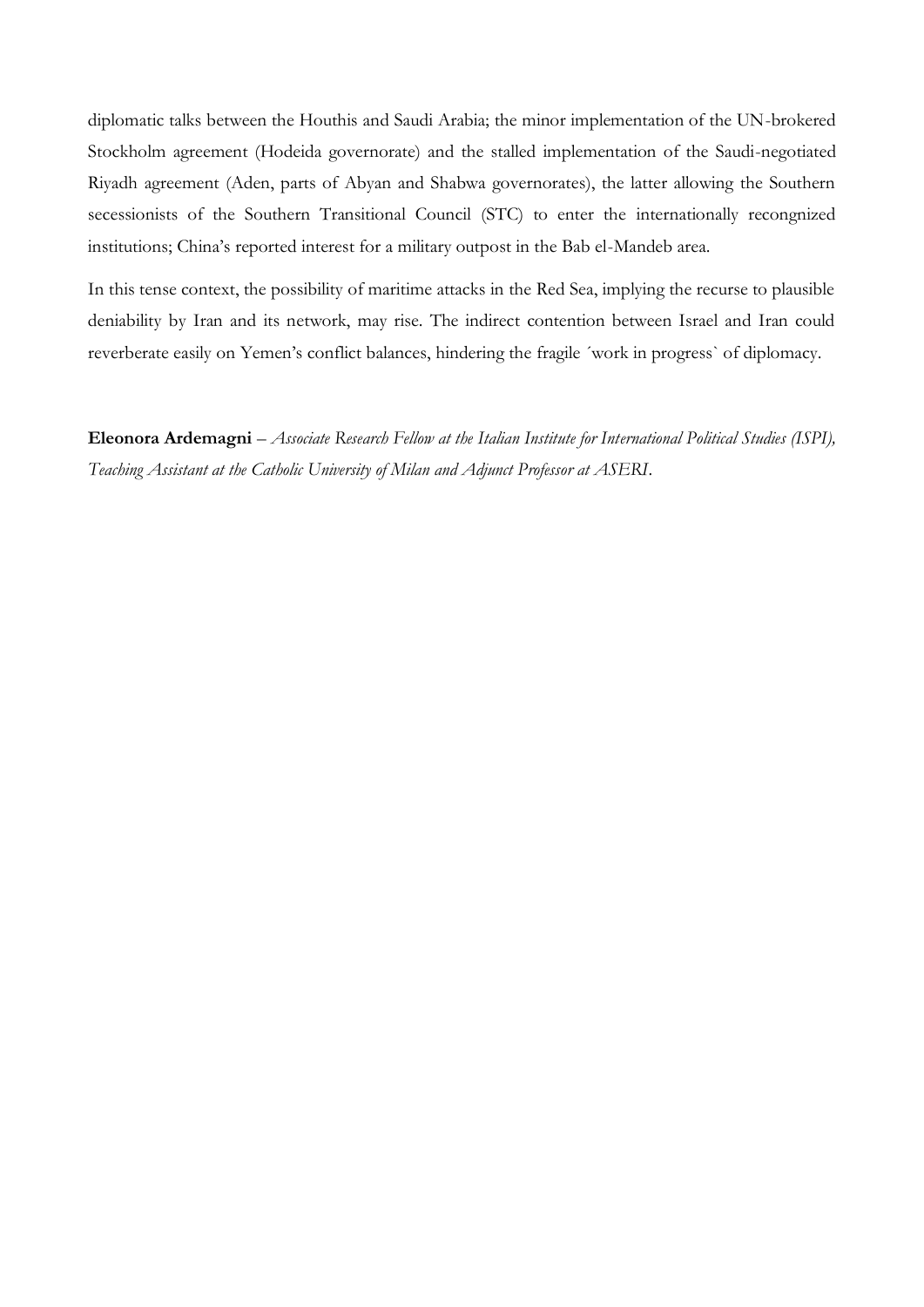diplomatic talks between the Houthis and Saudi Arabia; the minor implementation of the UN-brokered Stockholm agreement (Hodeida governorate) and the stalled implementation of the Saudi-negotiated Riyadh agreement (Aden, parts of Abyan and Shabwa governorates), the latter allowing the Southern secessionists of the Southern Transitional Council (STC) to enter the internationally recongnized institutions; China's reported interest for a military outpost in the Bab el-Mandeb area.

In this tense context, the possibility of maritime attacks in the Red Sea, implying the recurse to plausible deniability by Iran and its network, may rise. The indirect contention between Israel and Iran could reverberate easily on Yemen's conflict balances, hindering the fragile ´work in progress` of diplomacy.

**Eleonora Ardemagni** – *Associate Research Fellow at the Italian Institute for International Political Studies (ISPI), Teaching Assistant at the Catholic University of Milan and Adjunct Professor at ASERI.*